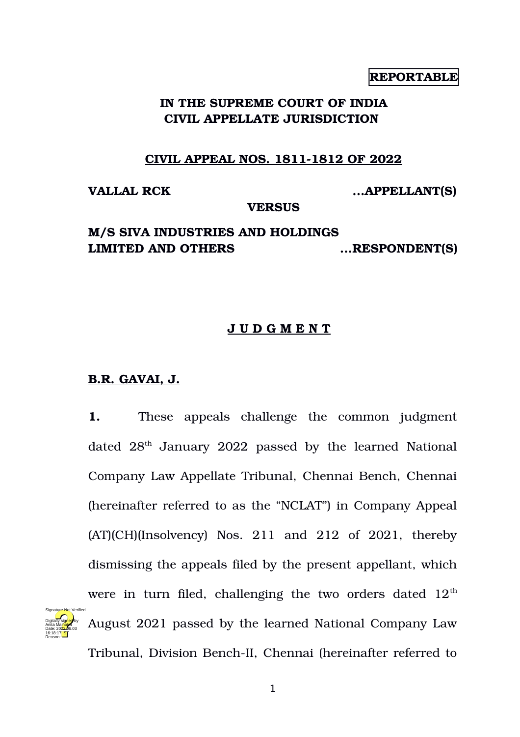**REPORTABLE**

**IN THE SUPREME COURT OF INDIA**
**CIVIL APPELLATE JURISDICTION**

**CIVIL APPEAL NOS. 1811-1812 OF 2022**

**VALLAL RCK** ...**APPELLANT(S)**

**VERSUS**

**M/S SIVA INDUSTRIES AND HOLDINGS LIMITED AND OTHERS** ...**RESPONDENT(S)**

**J U D G M E N T**

**B.R. GAVAI, J.**

**1.** These appeals challenge the common judgment dated 28th January 2022 passed by the learned National Company Law Appellate Tribunal, Chennai Bench, Chennai (hereinafter referred to as the "NCLAT") in Company Appeal (AT)(CH)(Insolvency) Nos. 211 and 212 of 2021, thereby dismissing the appeals filed by the present appellant, which were in turn filed, challenging the two orders dated 12th August 2021 passed by the learned National Company Law Tribunal, Division Bench-II, Chennai (hereinafter referred to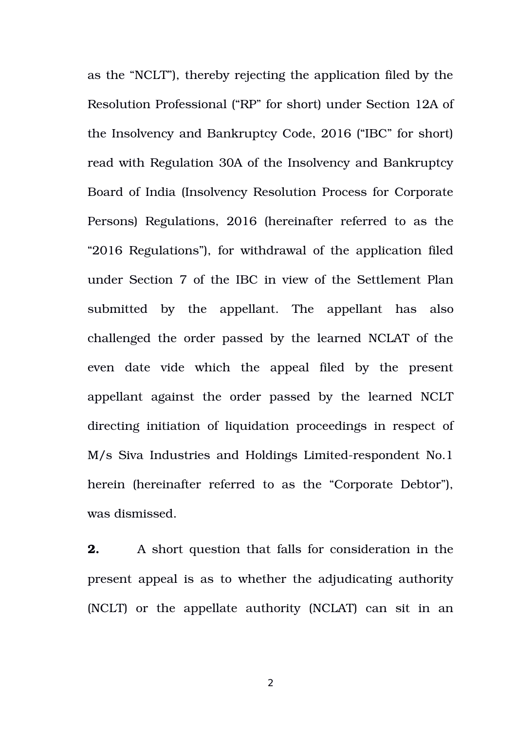as the "NCLT"), thereby rejecting the application filed by the Resolution Professional ("RP" for short) under Section 12A of the Insolvency and Bankruptcy Code, 2016 ("IBC" for short) read with Regulation 30A of the Insolvency and Bankruptcy Board of India (Insolvency Resolution Process for Corporate Persons) Regulations, 2016 (hereinafter referred to as the "2016 Regulations"), for withdrawal of the application filed under Section 7 of the IBC in view of the Settlement Plan submitted by the appellant. The appellant has also challenged the order passed by the learned NCLAT of the even date vide which the appeal filed by the present appellant against the order passed by the learned NCLT directing initiation of liquidation proceedings in respect of M/s Siva Industries and Holdings Limited-respondent No.1 herein (hereinafter referred to as the "Corporate Debtor"), was dismissed.

**2.** A short question that falls for consideration in the present appeal is as to whether the adjudicating authority (NCLT) or the appellate authority (NCLAT) can sit in an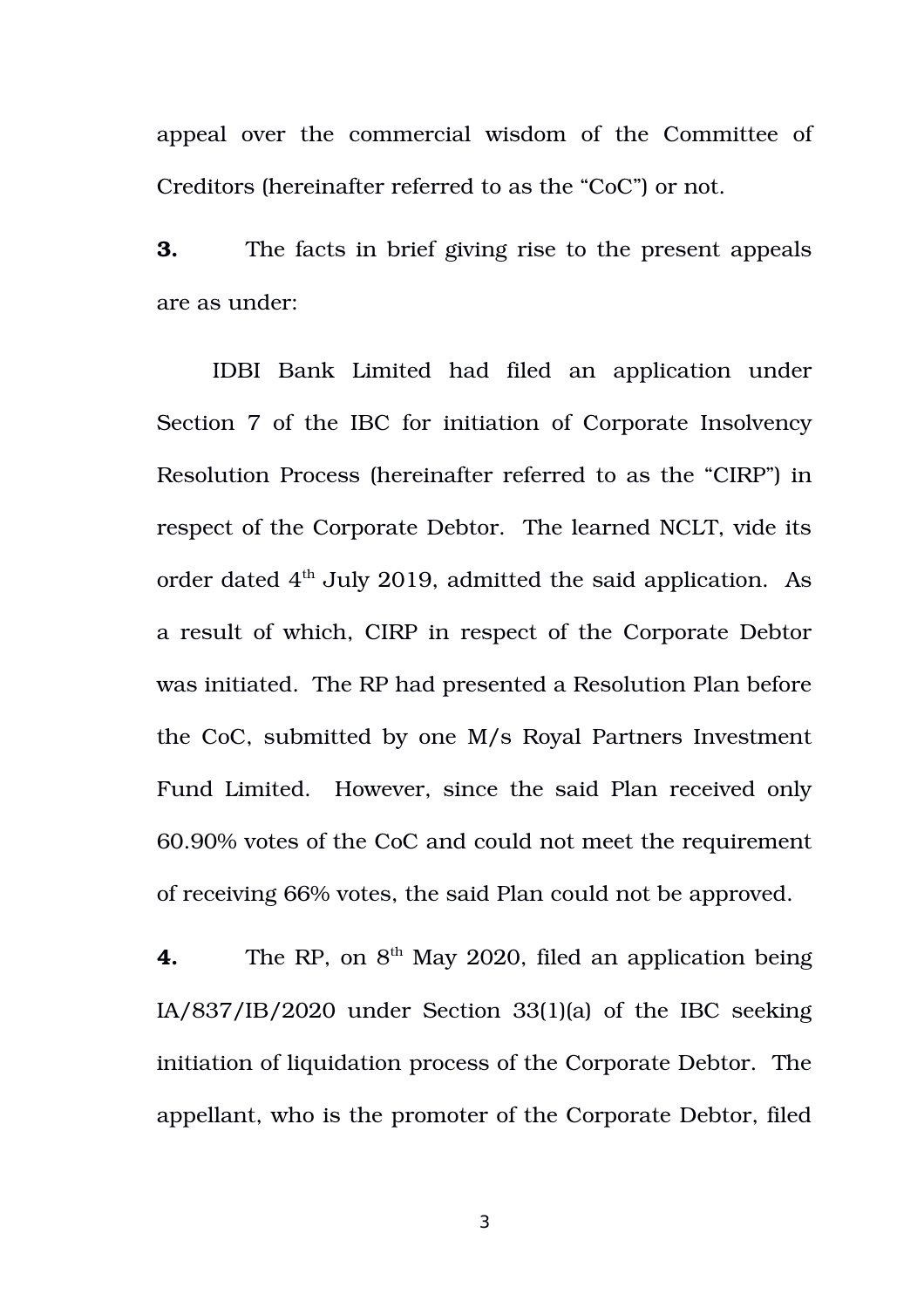appeal over the commercial wisdom of the Committee of Creditors (hereinafter referred to as the "CoC") or not.

**3.** The facts in brief giving rise to the present appeals are as under:

IDBI Bank Limited had filed an application under Section 7 of the IBC for initiation of Corporate Insolvency Resolution Process (hereinafter referred to as the "CIRP") in respect of the Corporate Debtor. The learned NCLT, vide its order dated 4th July 2019, admitted the said application. As a result of which, CIRP in respect of the Corporate Debtor was initiated. The RP had presented a Resolution Plan before the CoC, submitted by one M/s Royal Partners Investment Fund Limited. However, since the said Plan received only 60.90% votes of the CoC and could not meet the requirement of receiving 66% votes, the said Plan could not be approved.

**4.** The RP, on 8th May 2020, filed an application being IA/837/IB/2020 under Section 33(1)(a) of the IBC seeking initiation of liquidation process of the Corporate Debtor. The appellant, who is the promoter of the Corporate Debtor, filed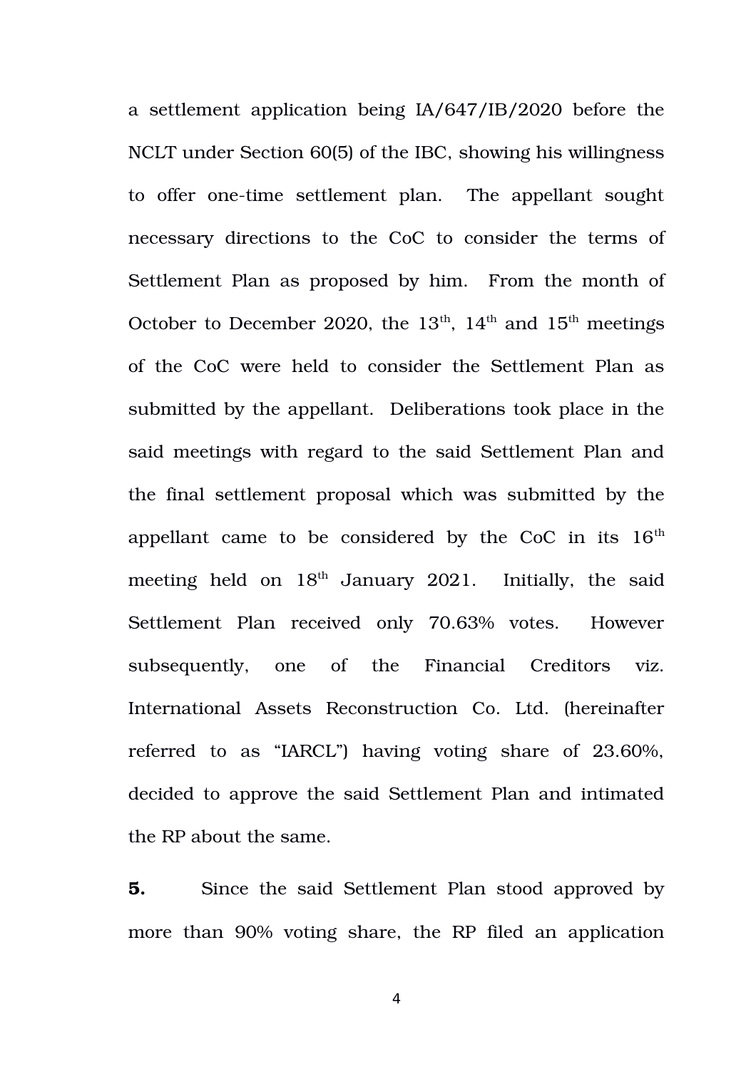a settlement application being IA/647/IB/2020 before the NCLT under Section 60(5) of the IBC, showing his willingness to offer one-time settlement plan. The appellant sought necessary directions to the CoC to consider the terms of Settlement Plan as proposed by him. From the month of October to December 2020, the 13th, 14th and 15th meetings of the CoC were held to consider the Settlement Plan as submitted by the appellant. Deliberations took place in the said meetings with regard to the said Settlement Plan and the final settlement proposal which was submitted by the appellant came to be considered by the CoC in its 16th meeting held on 18th January 2021. Initially, the said Settlement Plan received only 70.63% votes. However subsequently, one of the Financial Creditors viz. International Assets Reconstruction Co. Ltd. (hereinafter referred to as "IARCL") having voting share of 23.60%, decided to approve the said Settlement Plan and intimated the RP about the same.

**5.** Since the said Settlement Plan stood approved by more than 90% voting share, the RP filed an application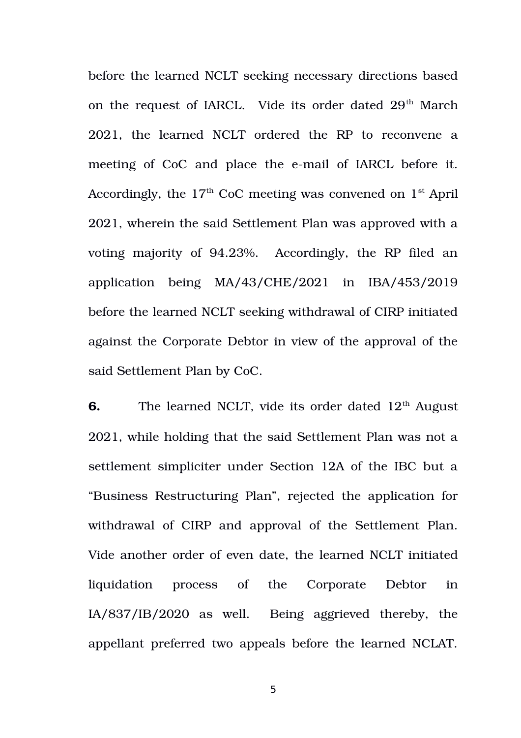before the learned NCLT seeking necessary directions based on the request of IARCL. Vide its order dated 29th March 2021, the learned NCLT ordered the RP to reconvene a meeting of CoC and place the e-mail of IARCL before it. Accordingly, the 17th CoC meeting was convened on 1st April 2021, wherein the said Settlement Plan was approved with a voting majority of 94.23%. Accordingly, the RP filed an application being MA/43/CHE/2021 in IBA/453/2019 before the learned NCLT seeking withdrawal of CIRP initiated against the Corporate Debtor in view of the approval of the said Settlement Plan by CoC.

**6.** The learned NCLT, vide its order dated 12th August 2021, while holding that the said Settlement Plan was not a settlement simpliciter under Section 12A of the IBC but a "Business Restructuring Plan", rejected the application for withdrawal of CIRP and approval of the Settlement Plan. Vide another order of even date, the learned NCLT initiated liquidation process of the Corporate Debtor in IA/837/IB/2020 as well. Being aggrieved thereby, the appellant preferred two appeals before the learned NCLAT.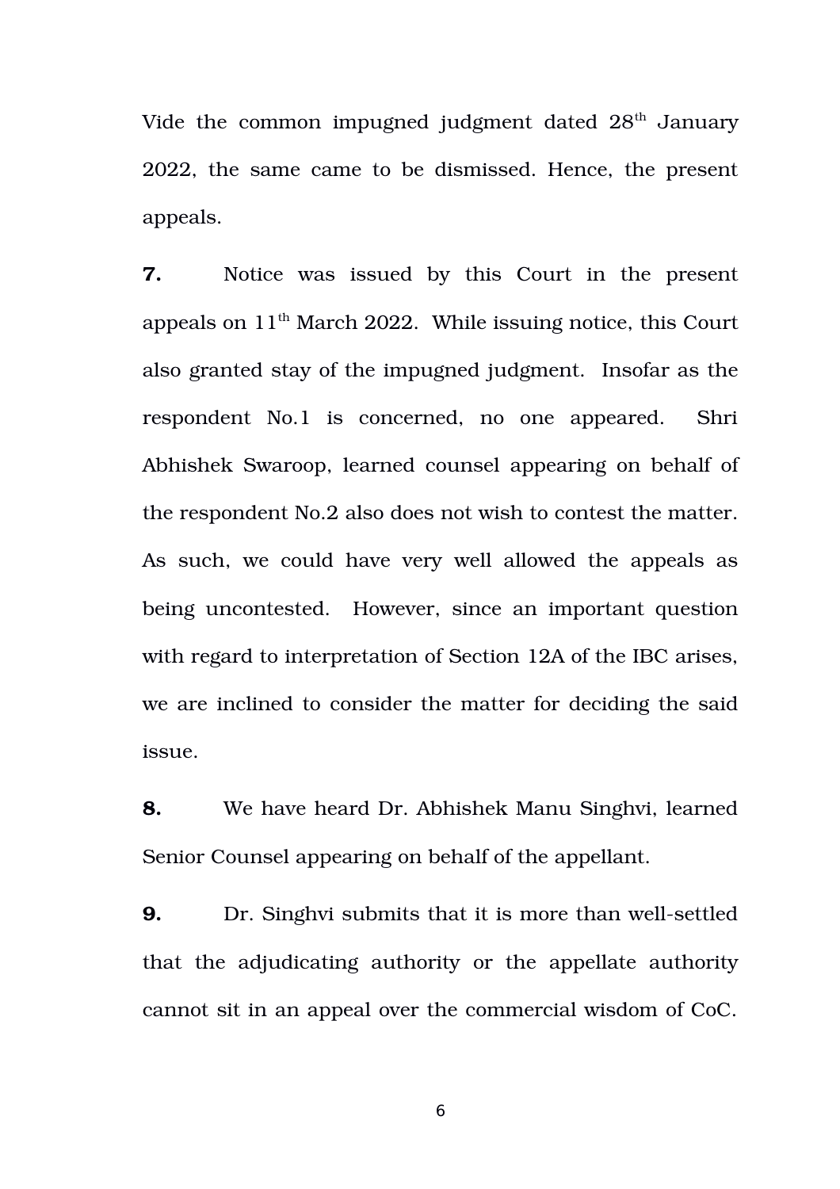Vide the common impugned judgment dated 28th January 2022, the same came to be dismissed. Hence, the present appeals.

**7.** Notice was issued by this Court in the present appeals on 11th March 2022. While issuing notice, this Court also granted stay of the impugned judgment. Insofar as the respondent No.1 is concerned, no one appeared. Shri Abhishek Swaroop, learned counsel appearing on behalf of the respondent No.2 also does not wish to contest the matter. As such, we could have very well allowed the appeals as being uncontested. However, since an important question with regard to interpretation of Section 12A of the IBC arises, we are inclined to consider the matter for deciding the said issue.

**8.** We have heard Dr. Abhishek Manu Singhvi, learned Senior Counsel appearing on behalf of the appellant.

**9.** Dr. Singhvi submits that it is more than well-settled that the adjudicating authority or the appellate authority cannot sit in an appeal over the commercial wisdom of CoC.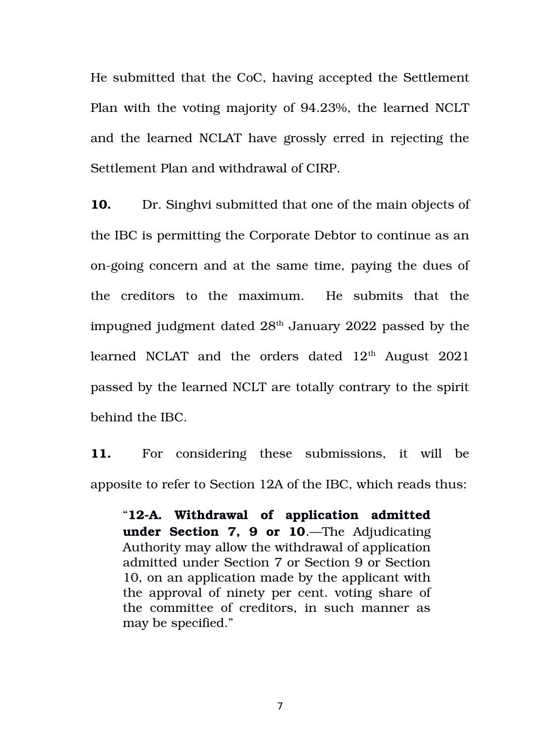He submitted that the CoC, having accepted the Settlement Plan with the voting majority of 94.23%, the learned NCLT and the learned NCLAT have grossly erred in rejecting the Settlement Plan and withdrawal of CIRP.

**10.** Dr. Singhvi submitted that one of the main objects of the IBC is permitting the Corporate Debtor to continue as an on-going concern and at the same time, paying the dues of the creditors to the maximum. He submits that the impugned judgment dated 28th January 2022 passed by the learned NCLAT and the orders dated 12th August 2021 passed by the learned NCLT are totally contrary to the spirit behind the IBC.

**11.** For considering these submissions, it will be apposite to refer to Section 12A of the IBC, which reads thus:

> "**12-A. Withdrawal of application admitted under Section 7, 9 or 10**.—The Adjudicating Authority may allow the withdrawal of application admitted under Section 7 or Section 9 or Section 10, on an application made by the applicant with the approval of ninety per cent. voting share of the committee of creditors, in such manner as may be specified."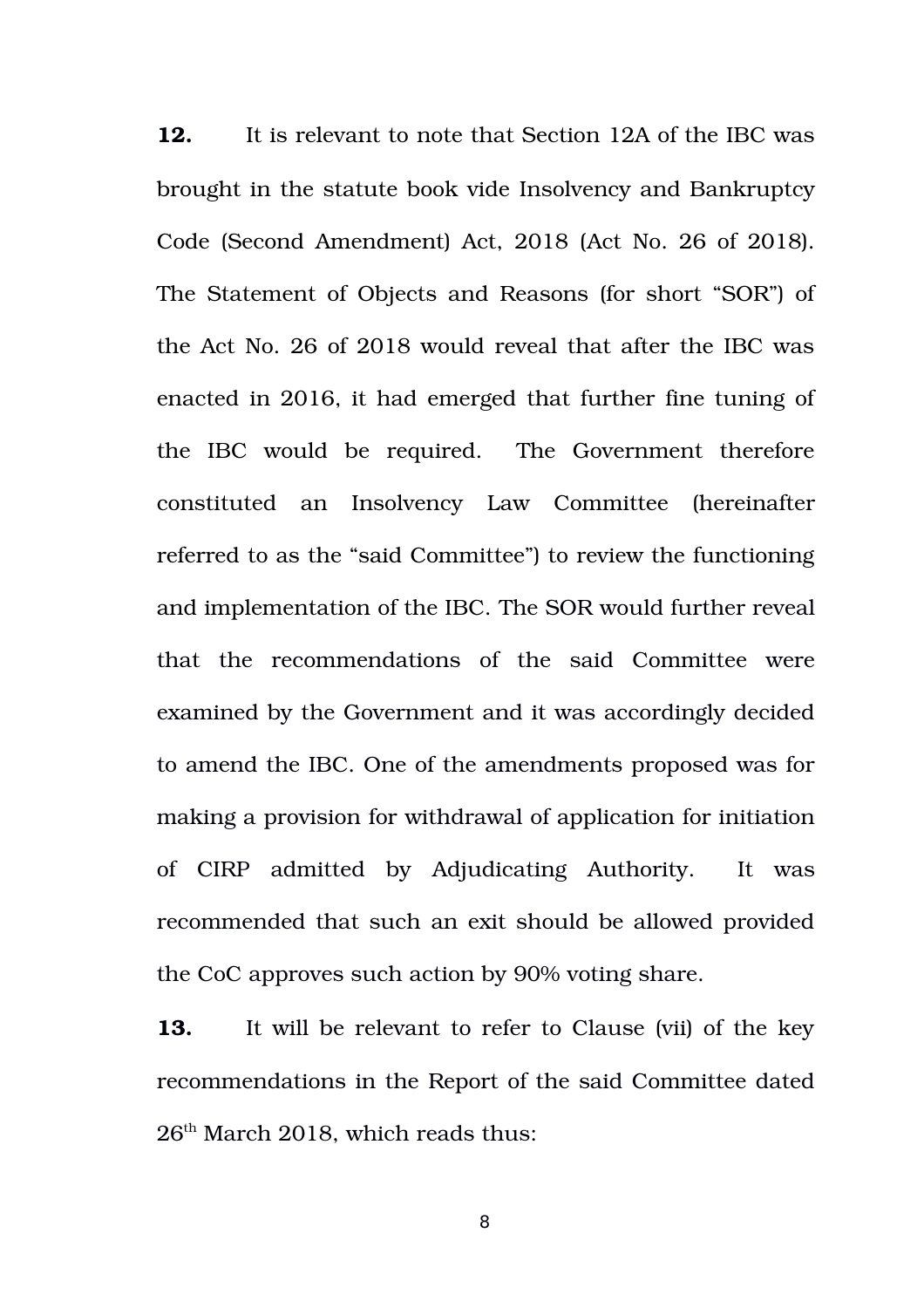**12.** It is relevant to note that Section 12A of the IBC was brought in the statute book vide Insolvency and Bankruptcy Code (Second Amendment) Act, 2018 (Act No. 26 of 2018). The Statement of Objects and Reasons (for short "SOR") of the Act No. 26 of 2018 would reveal that after the IBC was enacted in 2016, it had emerged that further fine tuning of the IBC would be required. The Government therefore constituted an Insolvency Law Committee (hereinafter referred to as the "said Committee") to review the functioning and implementation of the IBC. The SOR would further reveal that the recommendations of the said Committee were examined by the Government and it was accordingly decided to amend the IBC. One of the amendments proposed was for making a provision for withdrawal of application for initiation of CIRP admitted by Adjudicating Authority. It was recommended that such an exit should be allowed provided the CoC approves such action by 90% voting share.

**13.** It will be relevant to refer to Clause (vii) of the key recommendations in the Report of the said Committee dated 26th March 2018, which reads thus: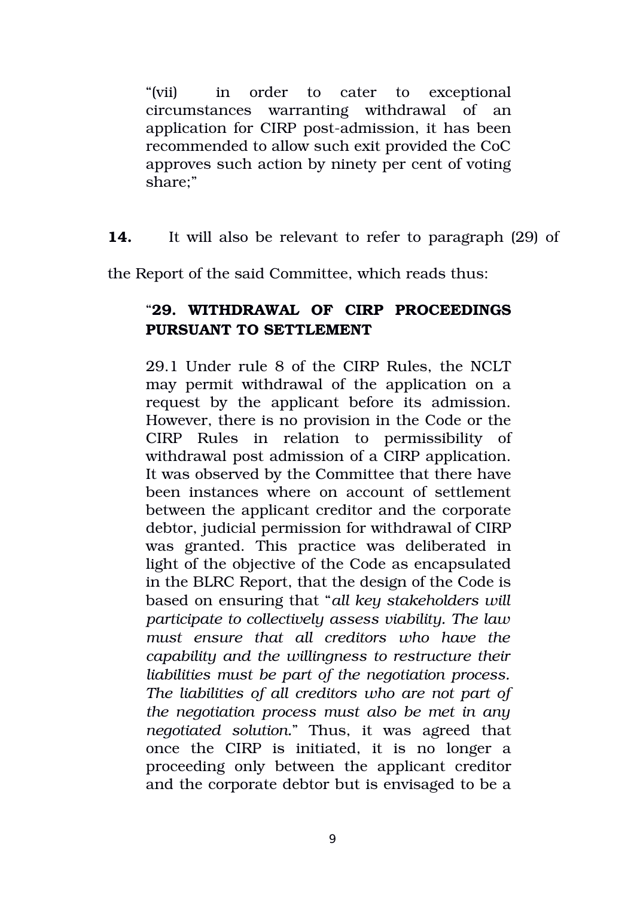> "(vii) in order to cater to exceptional circumstances warranting withdrawal of an application for CIRP post-admission, it has been recommended to allow such exit provided the CoC approves such action by ninety per cent of voting share;"

**14.** It will also be relevant to refer to paragraph (29) of the Report of the said Committee, which reads thus:

> "**29. WITHDRAWAL OF CIRP PROCEEDINGS PURSUANT TO SETTLEMENT**
>
> 29.1 Under rule 8 of the CIRP Rules, the NCLT may permit withdrawal of the application on a request by the applicant before its admission. However, there is no provision in the Code or the CIRP Rules in relation to permissibility of withdrawal post admission of a CIRP application. It was observed by the Committee that there have been instances where on account of settlement between the applicant creditor and the corporate debtor, judicial permission for withdrawal of CIRP was granted. This practice was deliberated in light of the objective of the Code as encapsulated in the BLRC Report, that the design of the Code is based on ensuring that "*all key stakeholders will participate to collectively assess viability. The law must ensure that all creditors who have the capability and the willingness to restructure their liabilities must be part of the negotiation process. The liabilities of all creditors who are not part of the negotiation process must also be met in any negotiated solution.*" Thus, it was agreed that once the CIRP is initiated, it is no longer a proceeding only between the applicant creditor and the corporate debtor but is envisaged to be a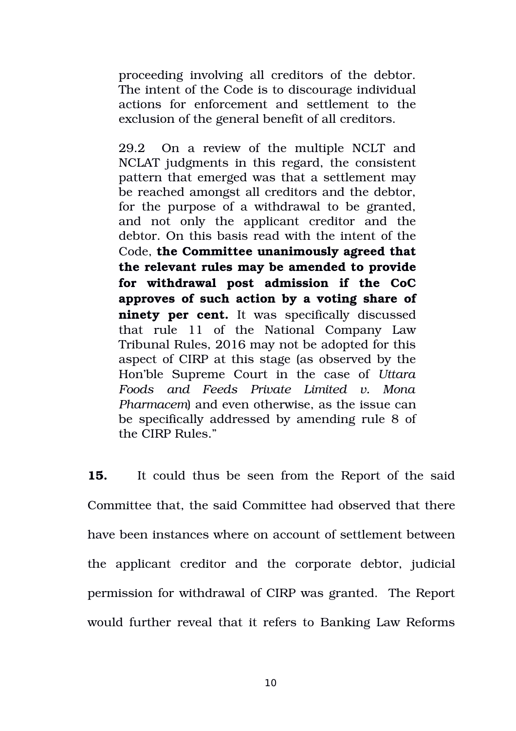> proceeding involving all creditors of the debtor. The intent of the Code is to discourage individual actions for enforcement and settlement to the exclusion of the general benefit of all creditors.
>
> 29.2 On a review of the multiple NCLT and NCLAT judgments in this regard, the consistent pattern that emerged was that a settlement may be reached amongst all creditors and the debtor, for the purpose of a withdrawal to be granted, and not only the applicant creditor and the debtor. On this basis read with the intent of the Code, **the Committee unanimously agreed that the relevant rules may be amended to provide for withdrawal post admission if the CoC approves of such action by a voting share of ninety per cent.** It was specifically discussed that rule 11 of the National Company Law Tribunal Rules, 2016 may not be adopted for this aspect of CIRP at this stage (as observed by the Hon'ble Supreme Court in the case of *Uttara Foods and Feeds Private Limited v. Mona Pharmacem*) and even otherwise, as the issue can be specifically addressed by amending rule 8 of the CIRP Rules."

**15.** It could thus be seen from the Report of the said Committee that, the said Committee had observed that there have been instances where on account of settlement between the applicant creditor and the corporate debtor, judicial permission for withdrawal of CIRP was granted. The Report would further reveal that it refers to Banking Law Reforms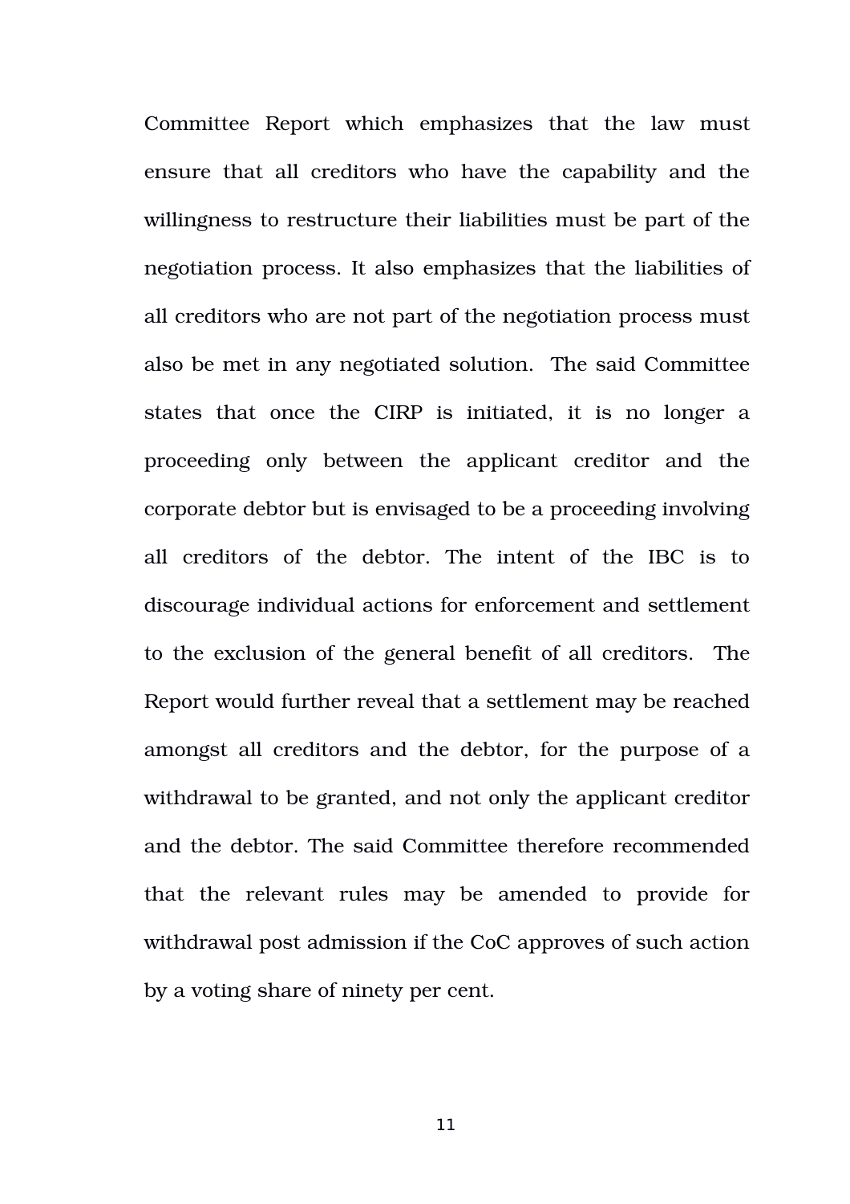Committee Report which emphasizes that the law must ensure that all creditors who have the capability and the willingness to restructure their liabilities must be part of the negotiation process. It also emphasizes that the liabilities of all creditors who are not part of the negotiation process must also be met in any negotiated solution. The said Committee states that once the CIRP is initiated, it is no longer a proceeding only between the applicant creditor and the corporate debtor but is envisaged to be a proceeding involving all creditors of the debtor. The intent of the IBC is to discourage individual actions for enforcement and settlement to the exclusion of the general benefit of all creditors. The Report would further reveal that a settlement may be reached amongst all creditors and the debtor, for the purpose of a withdrawal to be granted, and not only the applicant creditor and the debtor. The said Committee therefore recommended that the relevant rules may be amended to provide for withdrawal post admission if the CoC approves of such action by a voting share of ninety per cent.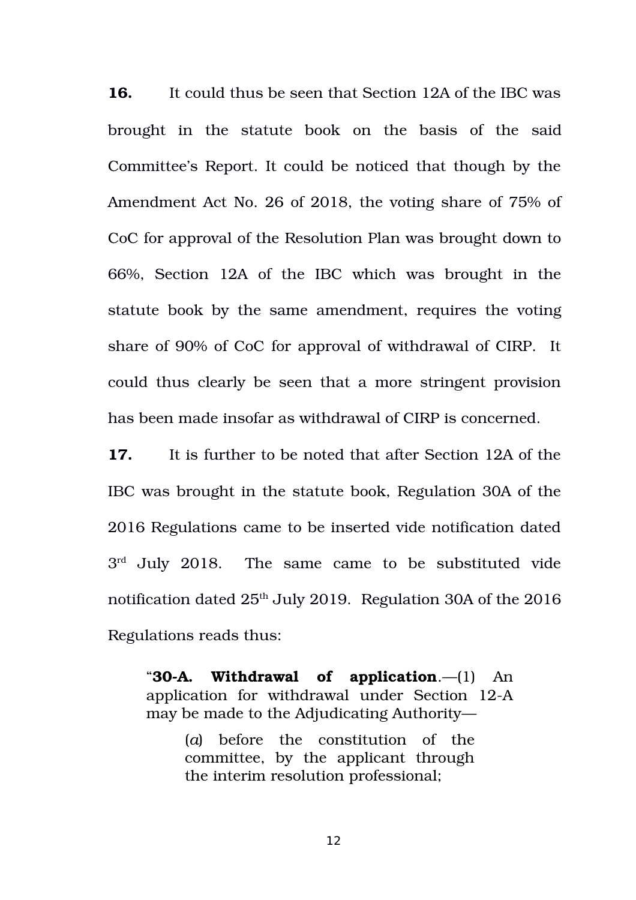**16.** It could thus be seen that Section 12A of the IBC was brought in the statute book on the basis of the said Committee's Report. It could be noticed that though by the Amendment Act No. 26 of 2018, the voting share of 75% of CoC for approval of the Resolution Plan was brought down to 66%, Section 12A of the IBC which was brought in the statute book by the same amendment, requires the voting share of 90% of CoC for approval of withdrawal of CIRP. It could thus clearly be seen that a more stringent provision has been made insofar as withdrawal of CIRP is concerned.

**17.** It is further to be noted that after Section 12A of the IBC was brought in the statute book, Regulation 30A of the 2016 Regulations came to be inserted vide notification dated 3rd July 2018. The same came to be substituted vide notification dated 25th July 2019. Regulation 30A of the 2016 Regulations reads thus:

> "**30-A. Withdrawal of application**.—(1) An application for withdrawal under Section 12-A may be made to the Adjudicating Authority—
>
> > (*a*) before the constitution of the committee, by the applicant through the interim resolution professional;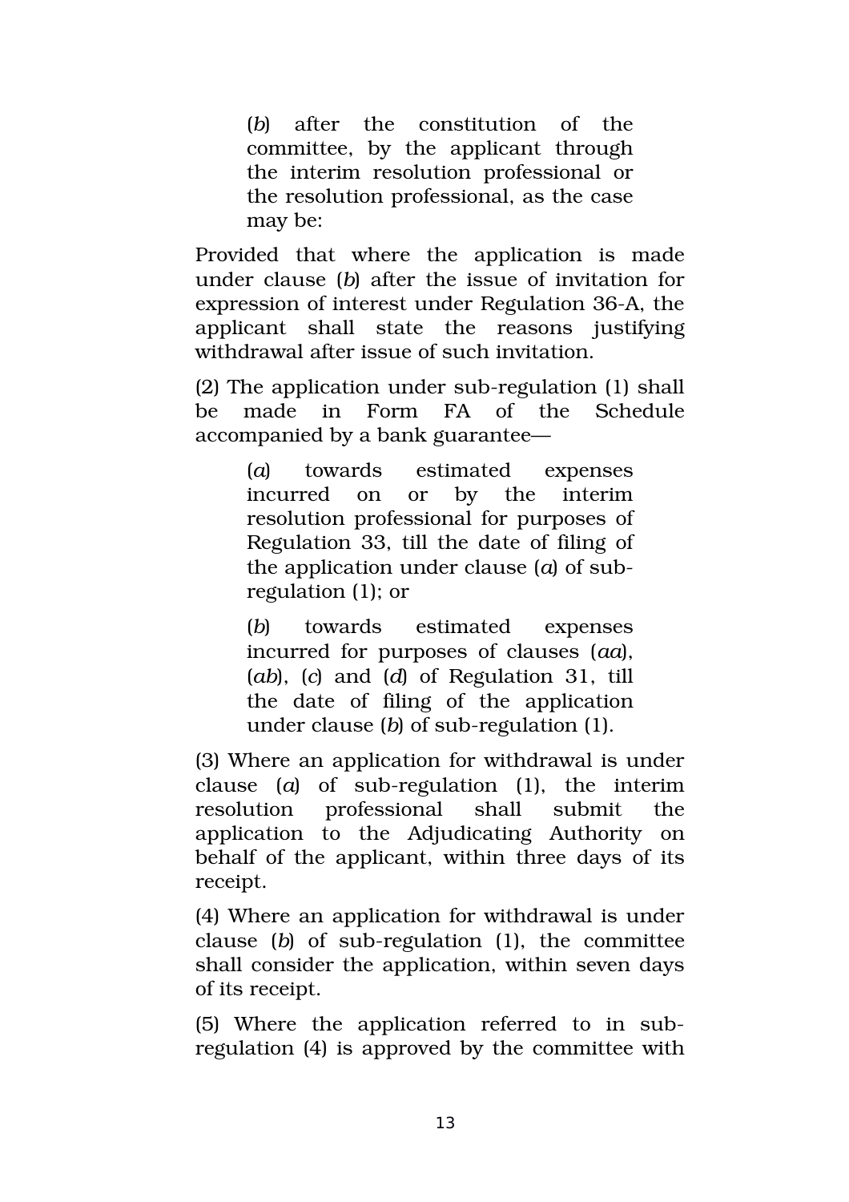(*b*) after the constitution of the committee, by the applicant through the interim resolution professional or the resolution professional, as the case may be:

Provided that where the application is made under clause (*b*) after the issue of invitation for expression of interest under Regulation 36-A, the applicant shall state the reasons justifying withdrawal after issue of such invitation.

(2) The application under sub-regulation (1) shall be made in Form FA of the Schedule accompanied by a bank guarantee—

(*a*) towards estimated expenses incurred on or by the interim resolution professional for purposes of Regulation 33, till the date of filing of the application under clause (*a*) of sub-regulation (1); or

(*b*) towards estimated expenses incurred for purposes of clauses (*aa*), (*ab*), (*c*) and (*d*) of Regulation 31, till the date of filing of the application under clause (*b*) of sub-regulation (1).

(3) Where an application for withdrawal is under clause (*a*) of sub-regulation (1), the interim resolution professional shall submit the application to the Adjudicating Authority on behalf of the applicant, within three days of its receipt.

(4) Where an application for withdrawal is under clause (*b*) of sub-regulation (1), the committee shall consider the application, within seven days of its receipt.

(5) Where the application referred to in sub-regulation (4) is approved by the committee with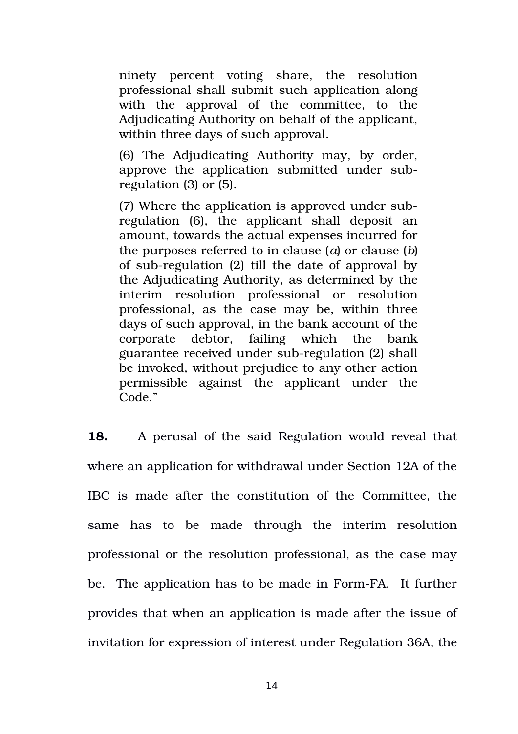> ninety percent voting share, the resolution professional shall submit such application along with the approval of the committee, to the Adjudicating Authority on behalf of the applicant, within three days of such approval.
>
> (6) The Adjudicating Authority may, by order, approve the application submitted under sub-regulation (3) or (5).
>
> (7) Where the application is approved under sub-regulation (6), the applicant shall deposit an amount, towards the actual expenses incurred for the purposes referred to in clause (*a*) or clause (*b*) of sub-regulation (2) till the date of approval by the Adjudicating Authority, as determined by the interim resolution professional or resolution professional, as the case may be, within three days of such approval, in the bank account of the corporate debtor, failing which the bank guarantee received under sub-regulation (2) shall be invoked, without prejudice to any other action permissible against the applicant under the Code."

**18.** A perusal of the said Regulation would reveal that where an application for withdrawal under Section 12A of the IBC is made after the constitution of the Committee, the same has to be made through the interim resolution professional or the resolution professional, as the case may be. The application has to be made in Form-FA. It further provides that when an application is made after the issue of invitation for expression of interest under Regulation 36A, the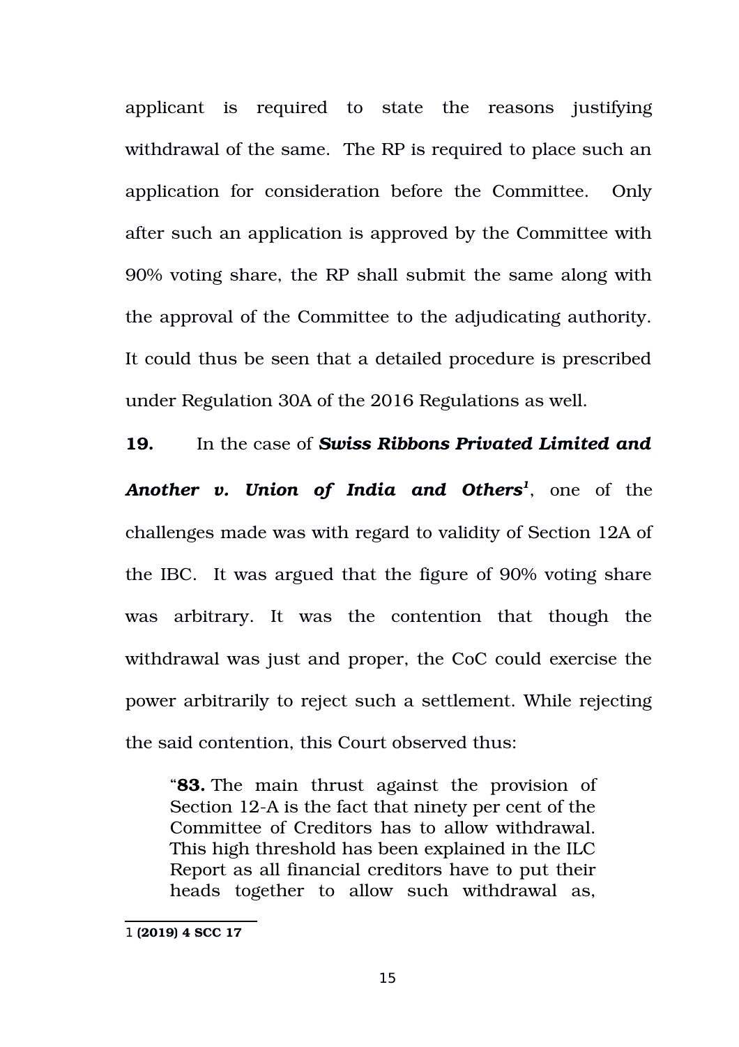applicant is required to state the reasons justifying withdrawal of the same. The RP is required to place such an application for consideration before the Committee. Only after such an application is approved by the Committee with 90% voting share, the RP shall submit the same along with the approval of the Committee to the adjudicating authority. It could thus be seen that a detailed procedure is prescribed under Regulation 30A of the 2016 Regulations as well.

**19.** In the case of ***Swiss Ribbons Privated Limited and Another v. Union of India and Others***[1], one of the challenges made was with regard to validity of Section 12A of the IBC. It was argued that the figure of 90% voting share was arbitrary. It was the contention that though the withdrawal was just and proper, the CoC could exercise the power arbitrarily to reject such a settlement. While rejecting the said contention, this Court observed thus:

> "**83.** The main thrust against the provision of Section 12-A is the fact that ninety per cent of the Committee of Creditors has to allow withdrawal. This high threshold has been explained in the ILC Report as all financial creditors have to put their heads together to allow such withdrawal as,

---

1 **(2019) 4 SCC 17**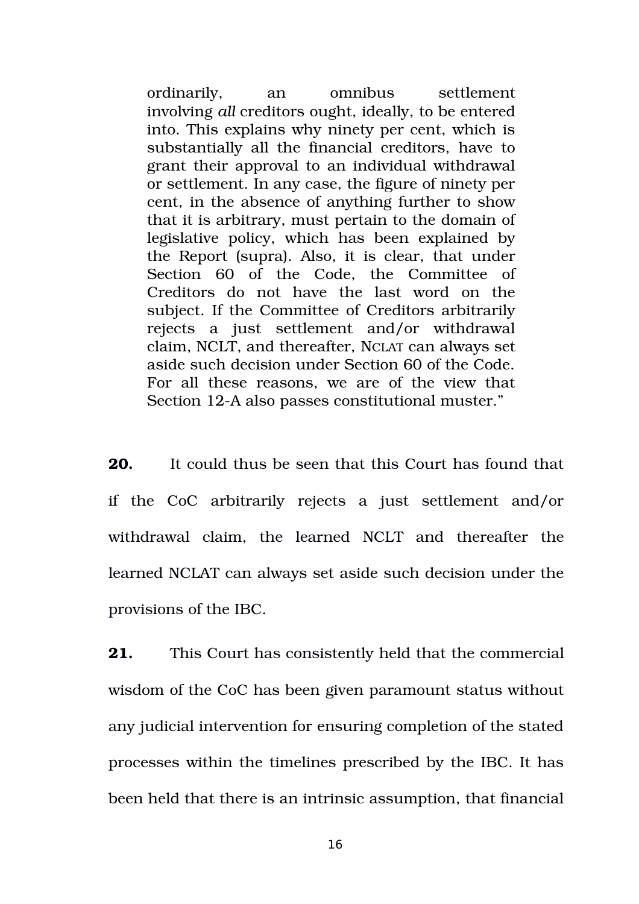> ordinarily, an omnibus settlement involving *all* creditors ought, ideally, to be entered into. This explains why ninety per cent, which is substantially all the financial creditors, have to grant their approval to an individual withdrawal or settlement. In any case, the figure of ninety per cent, in the absence of anything further to show that it is arbitrary, must pertain to the domain of legislative policy, which has been explained by the Report (supra). Also, it is clear, that under Section 60 of the Code, the Committee of Creditors do not have the last word on the subject. If the Committee of Creditors arbitrarily rejects a just settlement and/or withdrawal claim, NCLT, and thereafter, NCLAT can always set aside such decision under Section 60 of the Code. For all these reasons, we are of the view that Section 12-A also passes constitutional muster."

**20.** It could thus be seen that this Court has found that if the CoC arbitrarily rejects a just settlement and/or withdrawal claim, the learned NCLT and thereafter the learned NCLAT can always set aside such decision under the provisions of the IBC.

**21.** This Court has consistently held that the commercial wisdom of the CoC has been given paramount status without any judicial intervention for ensuring completion of the stated processes within the timelines prescribed by the IBC. It has been held that there is an intrinsic assumption, that financial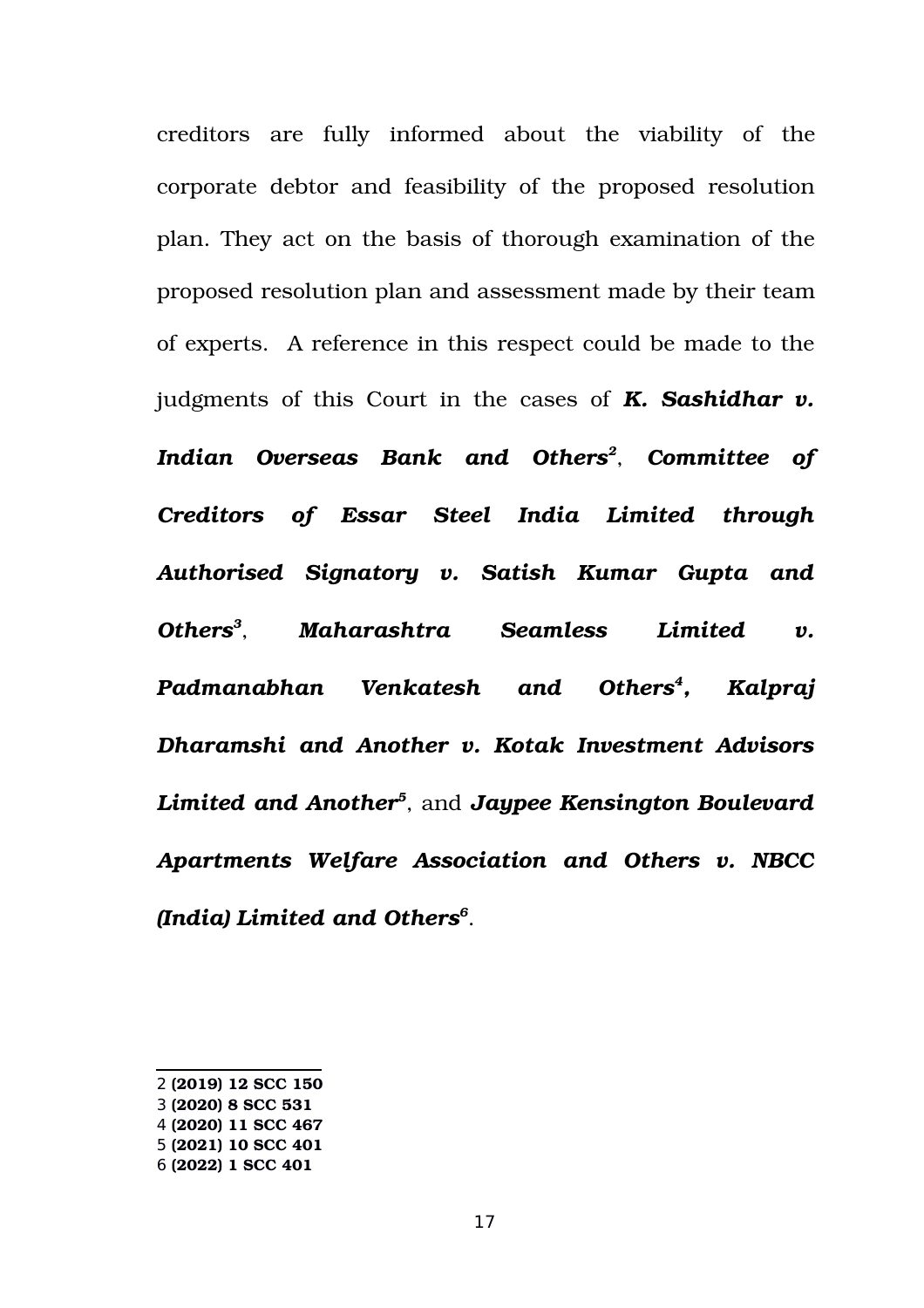creditors are fully informed about the viability of the corporate debtor and feasibility of the proposed resolution plan. They act on the basis of thorough examination of the proposed resolution plan and assessment made by their team of experts. A reference in this respect could be made to the judgments of this Court in the cases of ***K. Sashidhar v. Indian Overseas Bank and Others***[2], ***Committee of Creditors of Essar Steel India Limited through Authorised Signatory v. Satish Kumar Gupta and Others***[3], ***Maharashtra Seamless Limited v. Padmanabhan Venkatesh and Others***[4], ***Kalpraj Dharamshi and Another v. Kotak Investment Advisors Limited and Another***[5], and ***Jaypee Kensington Boulevard Apartments Welfare Association and Others v. NBCC (India) Limited and Others***[6].

---

2 **(2019) 12 SCC 150**
3 **(2020) 8 SCC 531**
4 **(2020) 11 SCC 467**
5 **(2021) 10 SCC 401**
6 **(2022) 1 SCC 401**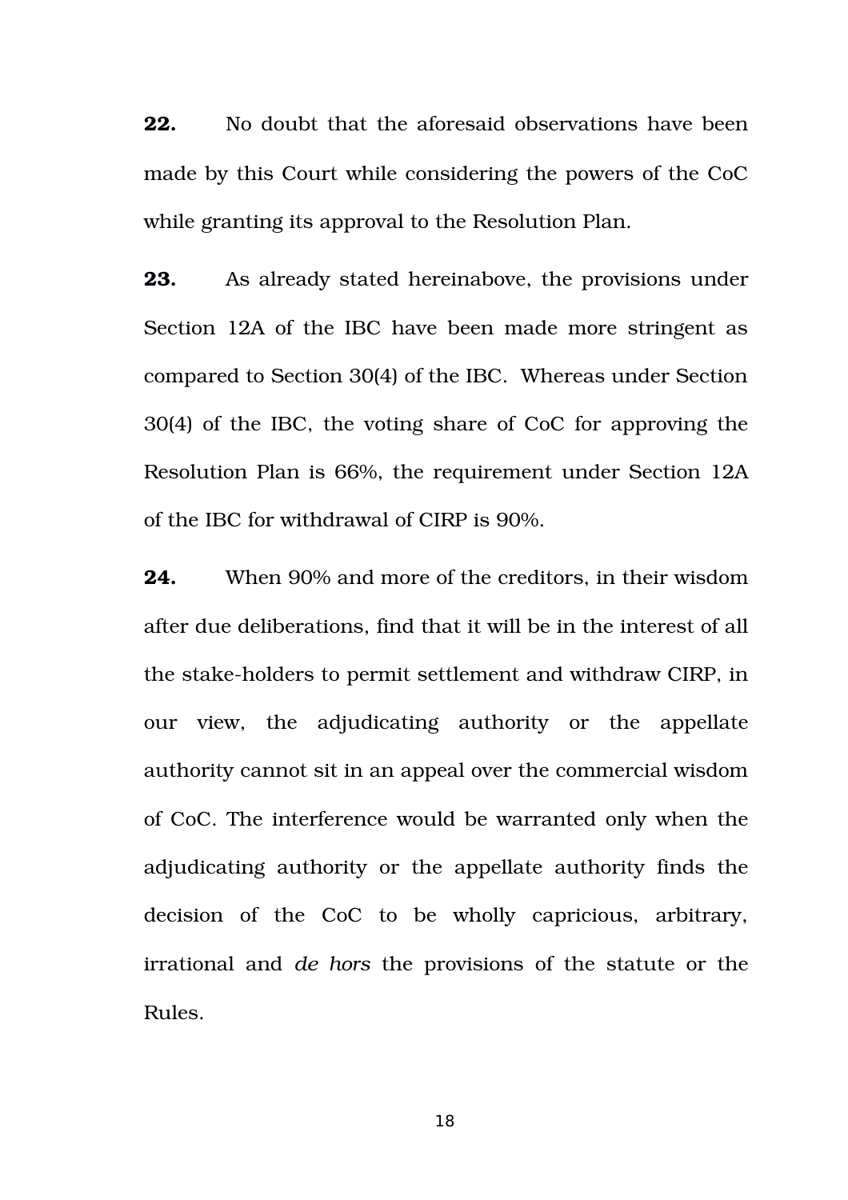**22.** No doubt that the aforesaid observations have been made by this Court while considering the powers of the CoC while granting its approval to the Resolution Plan.

**23.** As already stated hereinabove, the provisions under Section 12A of the IBC have been made more stringent as compared to Section 30(4) of the IBC. Whereas under Section 30(4) of the IBC, the voting share of CoC for approving the Resolution Plan is 66%, the requirement under Section 12A of the IBC for withdrawal of CIRP is 90%.

**24.** When 90% and more of the creditors, in their wisdom after due deliberations, find that it will be in the interest of all the stake-holders to permit settlement and withdraw CIRP, in our view, the adjudicating authority or the appellate authority cannot sit in an appeal over the commercial wisdom of CoC. The interference would be warranted only when the adjudicating authority or the appellate authority finds the decision of the CoC to be wholly capricious, arbitrary, irrational and *de hors* the provisions of the statute or the Rules.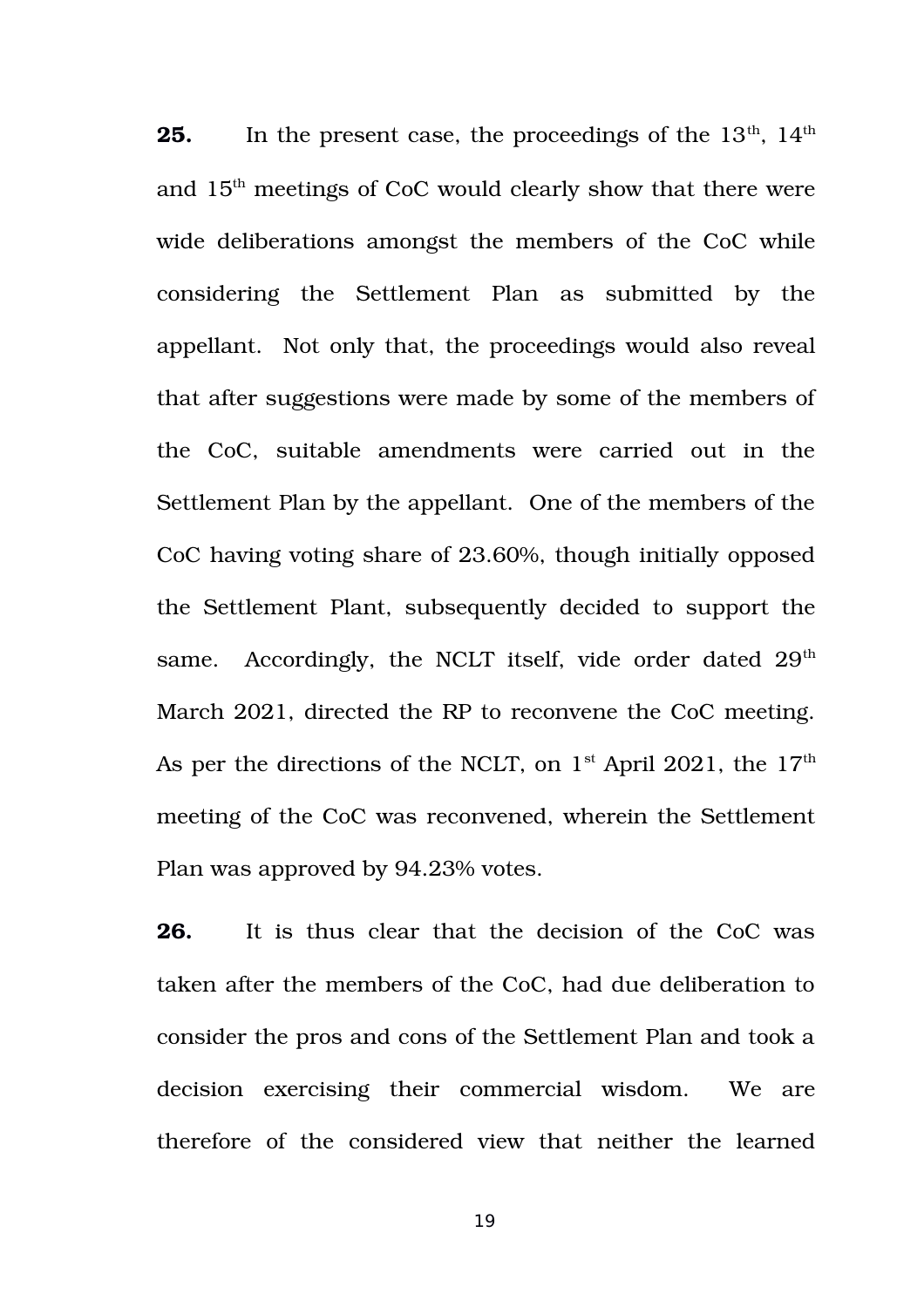**25.** In the present case, the proceedings of the 13th, 14th and 15th meetings of CoC would clearly show that there were wide deliberations amongst the members of the CoC while considering the Settlement Plan as submitted by the appellant. Not only that, the proceedings would also reveal that after suggestions were made by some of the members of the CoC, suitable amendments were carried out in the Settlement Plan by the appellant. One of the members of the CoC having voting share of 23.60%, though initially opposed the Settlement Plant, subsequently decided to support the same. Accordingly, the NCLT itself, vide order dated 29th March 2021, directed the RP to reconvene the CoC meeting. As per the directions of the NCLT, on 1st April 2021, the 17th meeting of the CoC was reconvened, wherein the Settlement Plan was approved by 94.23% votes.

**26.** It is thus clear that the decision of the CoC was taken after the members of the CoC, had due deliberation to consider the pros and cons of the Settlement Plan and took a decision exercising their commercial wisdom. We are therefore of the considered view that neither the learned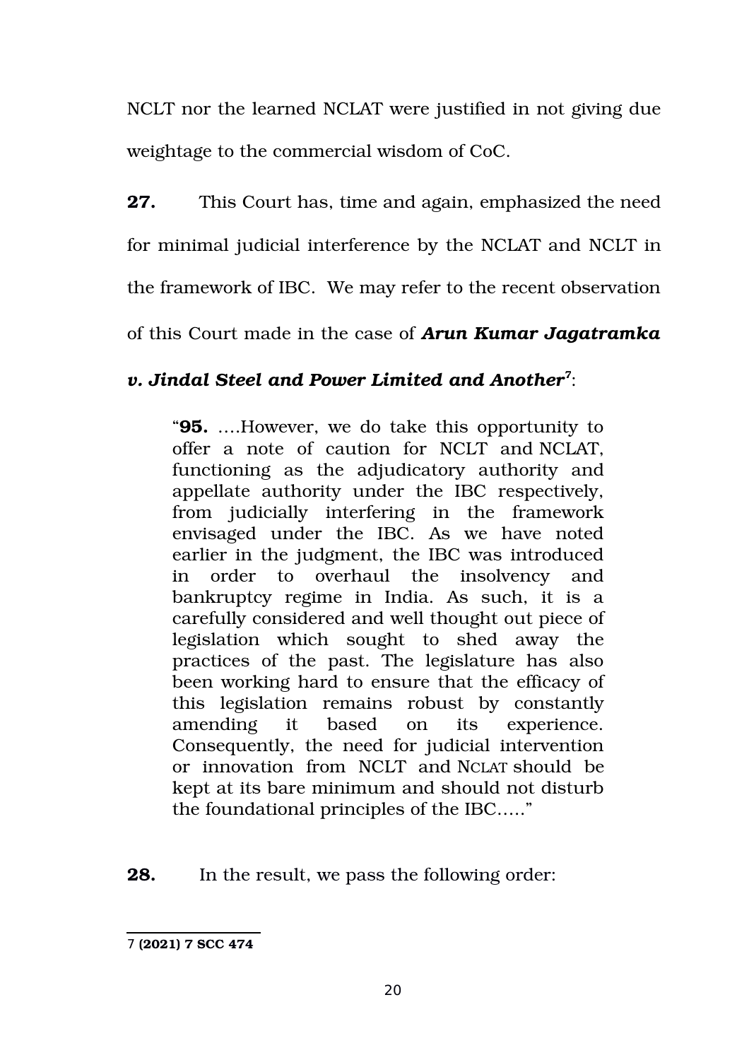NCLT nor the learned NCLAT were justified in not giving due weightage to the commercial wisdom of CoC.

**27.** This Court has, time and again, emphasized the need for minimal judicial interference by the NCLAT and NCLT in the framework of IBC. We may refer to the recent observation of this Court made in the case of ***Arun Kumar Jagatramka v. Jindal Steel and Power Limited and Another***[7]:

> "**95.** ….However, we do take this opportunity to offer a note of caution for NCLT and NCLAT, functioning as the adjudicatory authority and appellate authority under the IBC respectively, from judicially interfering in the framework envisaged under the IBC. As we have noted earlier in the judgment, the IBC was introduced in order to overhaul the insolvency and bankruptcy regime in India. As such, it is a carefully considered and well thought out piece of legislation which sought to shed away the practices of the past. The legislature has also been working hard to ensure that the efficacy of this legislation remains robust by constantly amending it based on its experience. Consequently, the need for judicial intervention or innovation from NCLT and NCLAT should be kept at its bare minimum and should not disturb the foundational principles of the IBC….."

**28.** In the result, we pass the following order:

---

7 **(2021) 7 SCC 474**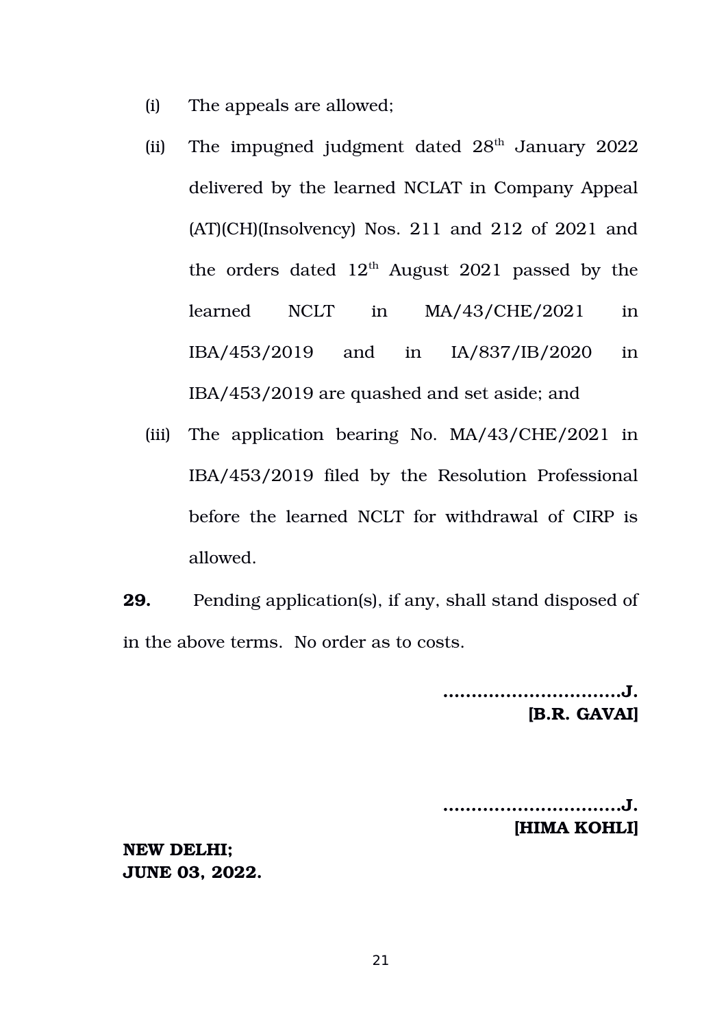(i) The appeals are allowed;

(ii) The impugned judgment dated 28th January 2022 delivered by the learned NCLAT in Company Appeal (AT)(CH)(Insolvency) Nos. 211 and 212 of 2021 and the orders dated 12th August 2021 passed by the learned NCLT in MA/43/CHE/2021 in IBA/453/2019 and in IA/837/IB/2020 in IBA/453/2019 are quashed and set aside; and

(iii) The application bearing No. MA/43/CHE/2021 in IBA/453/2019 filed by the Resolution Professional before the learned NCLT for withdrawal of CIRP is allowed.

**29.** Pending application(s), if any, shall stand disposed of in the above terms. No order as to costs.

**…………………………J.**
**[B.R. GAVAI]**

**…………………………J.**
**[HIMA KOHLI]**

**NEW DELHI;**
**JUNE 03, 2022.**